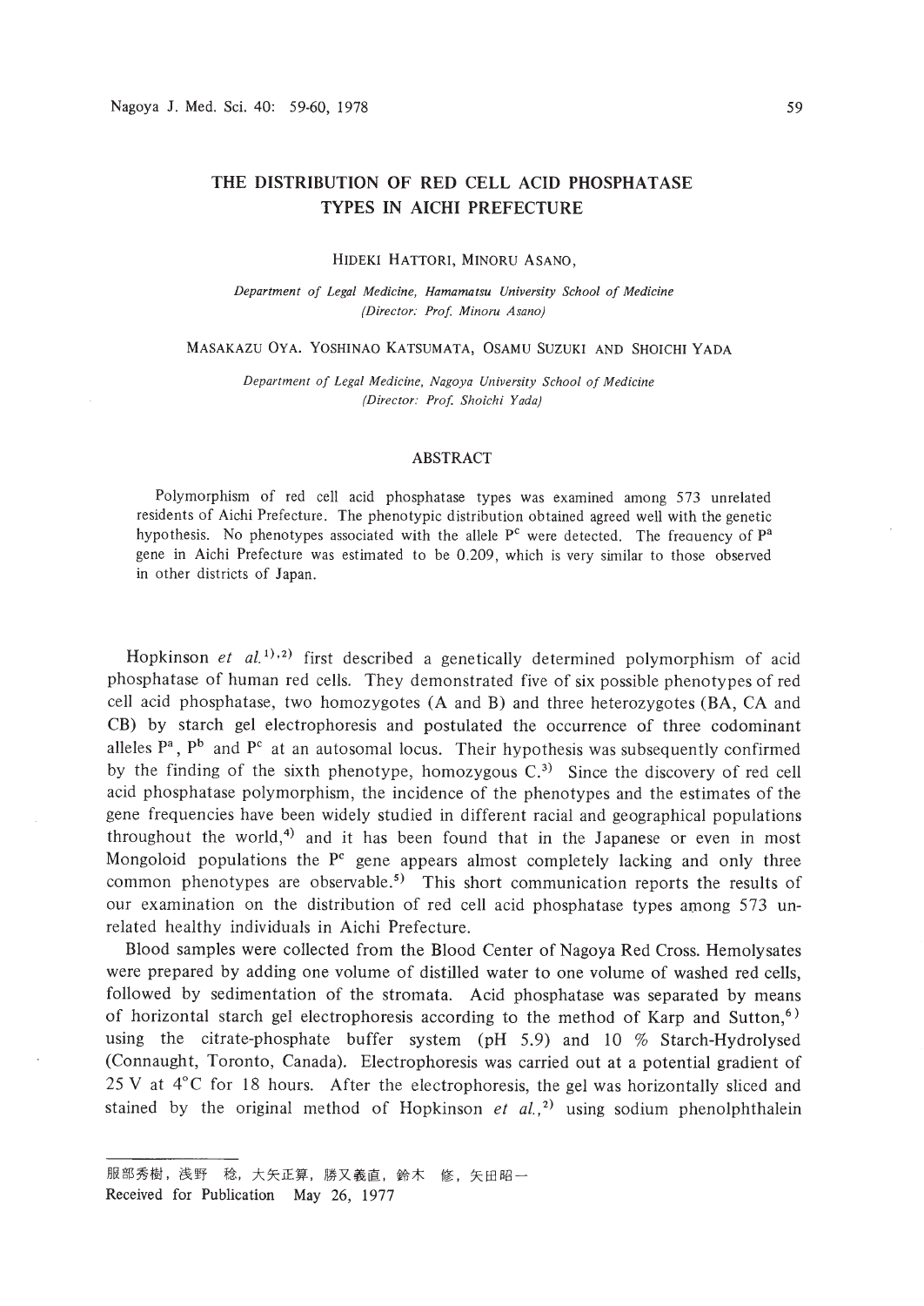# THE DISTRIBUTION OF RED CELL ACID PHOSPHATASE TYPES IN AICHI PREFECTURE

HIDEKI HATTORI, MINORU ASANO,

*Department of Legal Medicine, Hamamatsu University School of Medicine (Director: Prof. Minoru Asano)*

MASAKAZU OYA. YOSHINAO KATSUMATA, OSAMU SUZUKI AND SHOICHI YADA

*Department of Legal Medicine, Nagoya University School of Medicine (Director: Prof. Shoichi Yada)*

## ABSTRACT

Polymorphism of red cell acid phosphatase types was examined among 573 unrelated residents of Aichi Prefecture. The phenotypic distribution obtained agreed well with the genetic hypothesis. No phenotypes associated with the allele $P^c$ were detected. The freauency of $P^a$ gene in Aichi Prefecture was estimated to be 0.209, which is very similar to those observed in other districts of Japan.

Hopkinson *et al.*[1),2)] first described a genetically determined polymorphism of acid phosphatase of human red cells. They demonstrated five of six possible phenotypes of red cell acid phosphatase, two homozygotes (A and B) and three heterozygotes (BA, CA and CB) by starch gel electrophoresis and postulated the occurrence of three codominant alleles $P^a$, $P^b$ and $P^c$ at an autosomal locus. Their hypothesis was subsequently confirmed by the finding of the sixth phenotype, homozygous C.[3)] Since the discovery of red cell acid phosphatase polymorphism, the incidence of the phenotypes and the estimates of the gene frequencies have been widely studied in different racial and geographical populations throughout the world,[4)] and it has been found that in the Japanese or even in most Mongoloid populations the $P^c$ gene appears almost completely lacking and only three common phenotypes are observable.[5)] This short communication reports the results of our examination on the distribution of red cell acid phosphatase types among 573 unrelated healthy individuals in Aichi Prefecture.

Blood samples were collected from the Blood Center of Nagoya Red Cross. Hemolysates were prepared by adding one volume of distilled water to one volume of washed red cells, followed by sedimentation of the stromata. Acid phosphatase was separated by means of horizontal starch gel electrophoresis according to the method of Karp and Sutton,[6)] using the citrate-phosphate buffer system (pH 5.9) and 10 % Starch-Hydrolysed (Connaught, Toronto, Canada). Electrophoresis was carried out at a potential gradient of 25 V at 4°C for 18 hours. After the electrophoresis, the gel was horizontally sliced and stained by the original method of Hopkinson *et al.*,[2)] using sodium phenolphthalein

---

服部秀樹，浅野　稔，大矢正算，勝又義直，鈴木　修，矢田昭一

Received for Publication May 26, 1977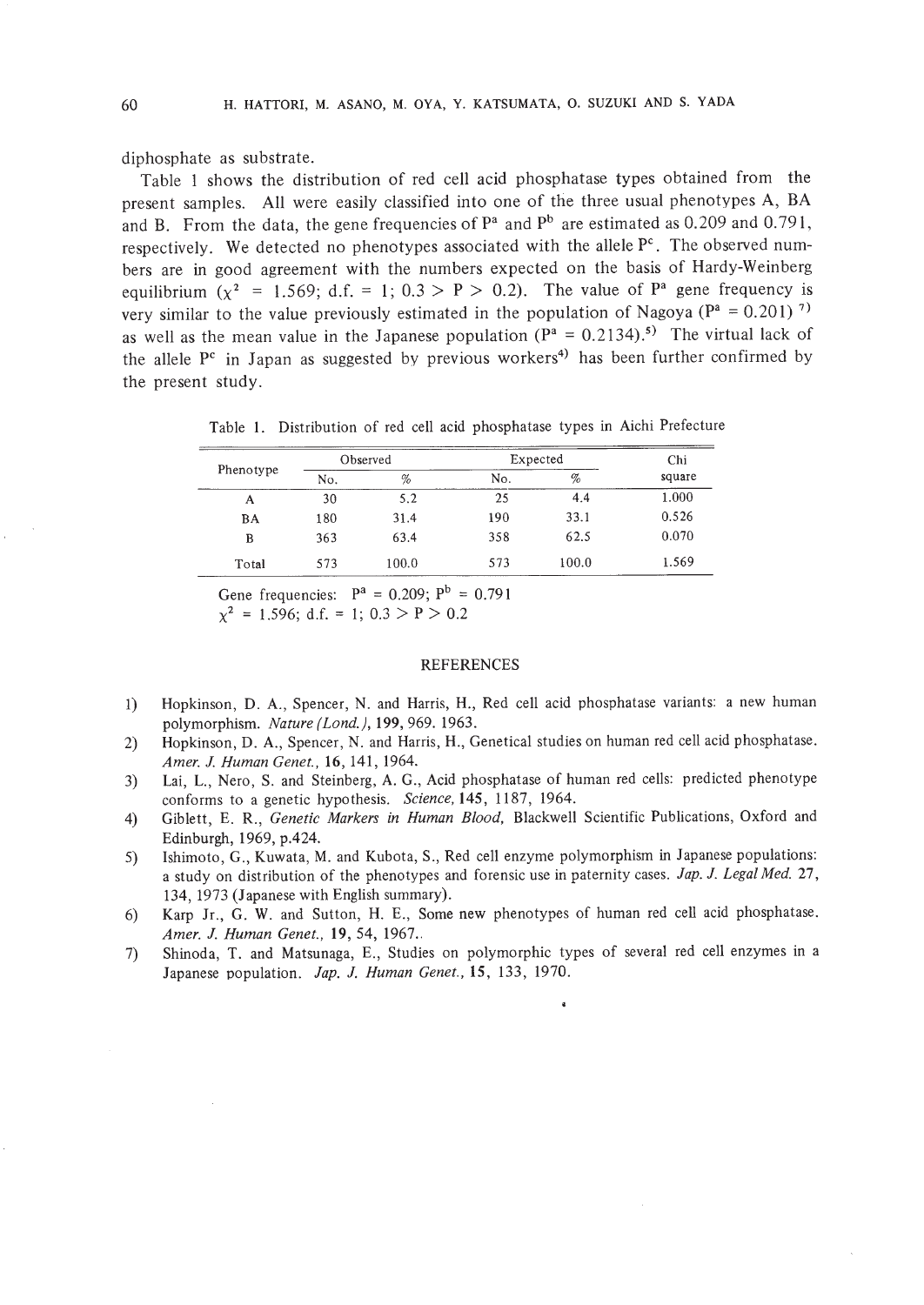diphosphate as substrate.

Table 1 shows the distribution of red cell acid phosphatase types obtained from the present samples. All were easily classified into one of the three usual phenotypes A, BA and B. From the data, the gene frequencies of $P^a$ and $P^b$ are estimated as 0.209 and 0.791, respectively. We detected no phenotypes associated with the allele $P^c$. The observed numbers are in good agreement with the numbers expected on the basis of Hardy-Weinberg equilibrium ($\chi^2$ = 1.569; d.f. = 1; 0.3 > P > 0.2). The value of $P^a$ gene frequency is very similar to the value previously estimated in the population of Nagoya ($P^a$ = 0.201)[7] as well as the mean value in the Japanese population ($P^a$ = 0.2134).[5] The virtual lack of the allele $P^c$ in Japan as suggested by previous workers[4] has been further confirmed by the present study.

Table 1. Distribution of red cell acid phosphatase types in Aichi Prefecture

| Phenotype | Observed | | Expected | | Chi square |
|---|---|---|---|---|---|
| | No. | % | No. | % | |
| A | 30 | 5.2 | 25 | 4.4 | 1.000 |
| BA | 180 | 31.4 | 190 | 33.1 | 0.526 |
| B | 363 | 63.4 | 358 | 62.5 | 0.070 |
| Total | 573 | 100.0 | 573 | 100.0 | 1.569 |

Gene frequencies: $P^a$ = 0.209; $P^b$ = 0.791

$\chi^2$ = 1.596; d.f. = 1; 0.3 > P > 0.2

## REFERENCES

1) Hopkinson, D. A., Spencer, N. and Harris, H., Red cell acid phosphatase variants: a new human polymorphism. *Nature (Lond.)*, **199**, 969. 1963.
2) Hopkinson, D. A., Spencer, N. and Harris, H., Genetical studies on human red cell acid phosphatase. *Amer. J. Human Genet.*, **16**, 141, 1964.
3) Lai, L., Nero, S. and Steinberg, A. G., Acid phosphatase of human red cells: predicted phenotype conforms to a genetic hypothesis. *Science*, **145**, 1187, 1964.
4) Giblett, E. R., *Genetic Markers in Human Blood*, Blackwell Scientific Publications, Oxford and Edinburgh, 1969, p.424.
5) Ishimoto, G., Kuwata, M. and Kubota, S., Red cell enzyme polymorphism in Japanese populations: a study on distribution of the phenotypes and forensic use in paternity cases. *Jap. J. Legal Med.* 27, 134, 1973 (Japanese with English summary).
6) Karp Jr., G. W. and Sutton, H. E., Some new phenotypes of human red cell acid phosphatase. *Amer. J. Human Genet.*, **19**, 54, 1967.
7) Shinoda, T. and Matsunaga, E., Studies on polymorphic types of several red cell enzymes in a Japanese population. *Jap. J. Human Genet.*, **15**, 133, 1970.